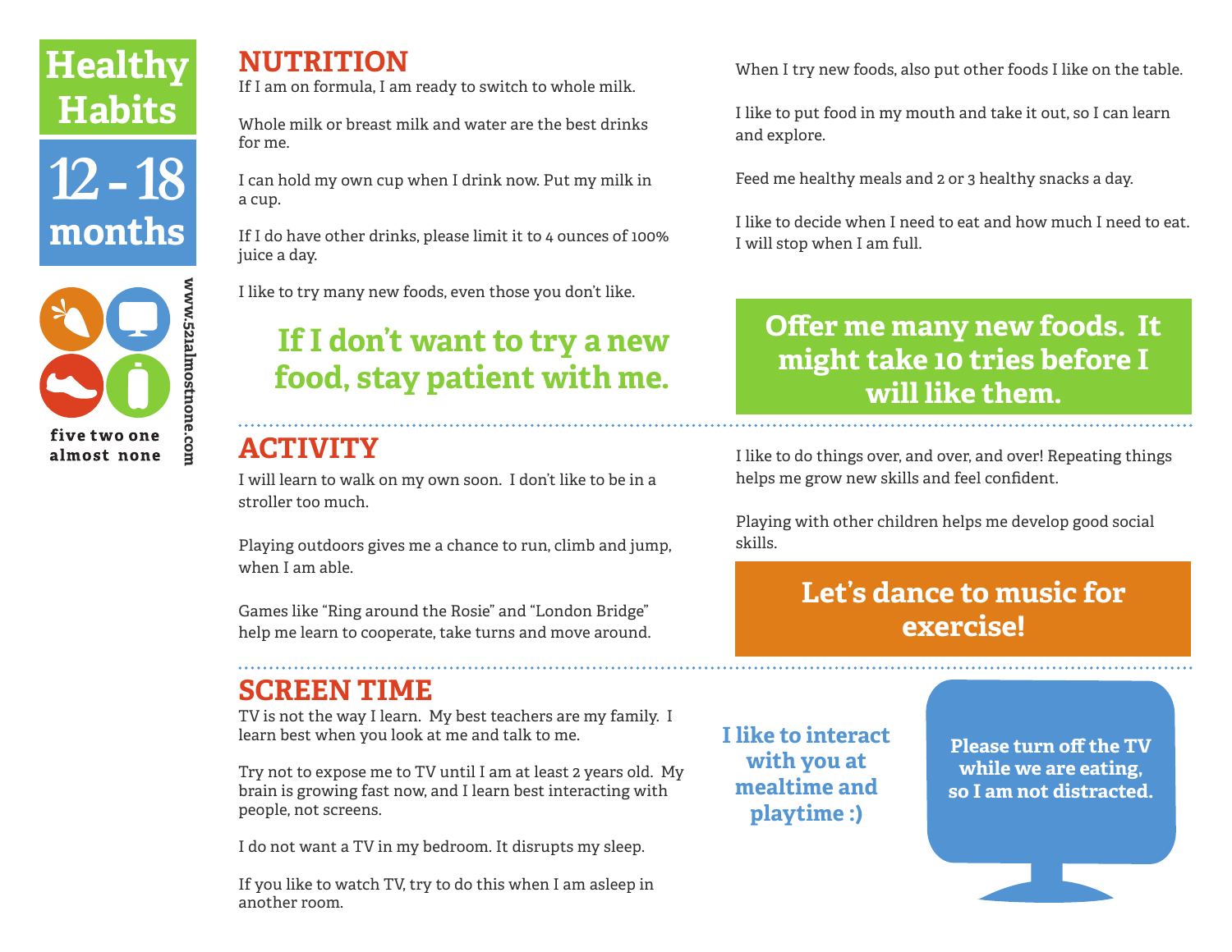# Healthy Habits

# 12 - 18 months

five two one almost none

www.521almostnone.com

## NUTRITION

If I am on formula, I am ready to switch to whole milk.

Whole milk or breast milk and water are the best drinks for me.

I can hold my own cup when I drink now. Put my milk in a cup.

If I do have other drinks, please limit it to 4 ounces of 100% juice a day.

I like to try many new foods, even those you don't like.

**If I don't want to try a new food, stay patient with me.**

When I try new foods, also put other foods I like on the table.

I like to put food in my mouth and take it out, so I can learn and explore.

Feed me healthy meals and 2 or 3 healthy snacks a day.

I like to decide when I need to eat and how much I need to eat. I will stop when I am full.

**Offer me many new foods. It might take 10 tries before I will like them.**

## ACTIVITY

I will learn to walk on my own soon. I don't like to be in a stroller too much.

Playing outdoors gives me a chance to run, climb and jump, when I am able.

Games like "Ring around the Rosie" and "London Bridge" help me learn to cooperate, take turns and move around.

I like to do things over, and over, and over! Repeating things helps me grow new skills and feel confident.

Playing with other children helps me develop good social skills.

**Let's dance to music for exercise!**

## SCREEN TIME

TV is not the way I learn. My best teachers are my family. I learn best when you look at me and talk to me.

Try not to expose me to TV until I am at least 2 years old. My brain is growing fast now, and I learn best interacting with people, not screens.

I do not want a TV in my bedroom. It disrupts my sleep.

If you like to watch TV, try to do this when I am asleep in another room.

**I like to interact with you at mealtime and playtime :)**

**Please turn off the TV while we are eating, so I am not distracted.**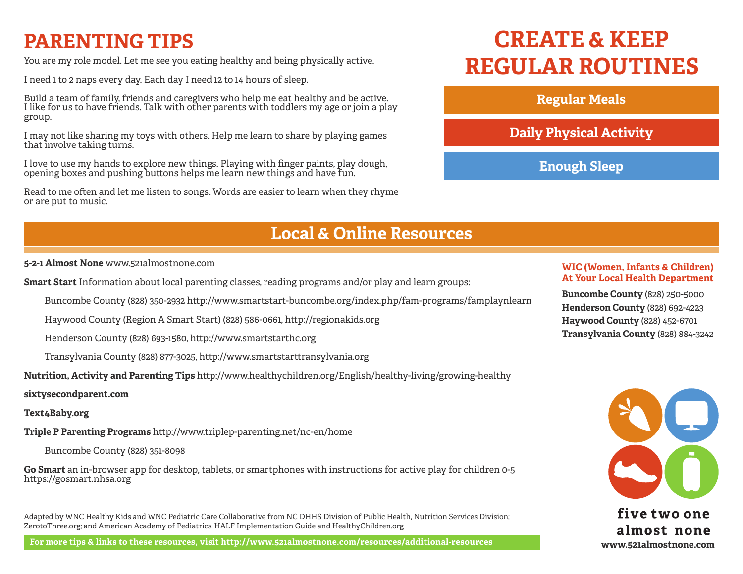# PARENTING TIPS

You are my role model. Let me see you eating healthy and being physically active.

I need 1 to 2 naps every day. Each day I need 12 to 14 hours of sleep.

Build a team of family, friends and caregivers who help me eat healthy and be active. I like for us to have friends. Talk with other parents with toddlers my age or join a play group.

I may not like sharing my toys with others. Help me learn to share by playing games that involve taking turns.

I love to use my hands to explore new things. Playing with finger paints, play dough, opening boxes and pushing buttons helps me learn new things and have fun.

Read to me often and let me listen to songs. Words are easier to learn when they rhyme or are put to music.

# CREATE & KEEP REGULAR ROUTINES

**Regular Meals**

**Daily Physical Activity**

**Enough Sleep**

## Local & Online Resources

**5-2-1 Almost None** www.521almostnone.com

**Smart Start** Information about local parenting classes, reading programs and/or play and learn groups:

- Buncombe County (828) 350-2932 http://www.smartstart-buncombe.org/index.php/fam-programs/famplaynlearn
- Haywood County (Region A Smart Start) (828) 586-0661, http://regionakids.org
- Henderson County (828) 693-1580, http://www.smartstarthc.org
- Transylvania County (828) 877-3025, http://www.smartstarttransylvania.org

**Nutrition, Activity and Parenting Tips** http://www.healthychildren.org/English/healthy-living/growing-healthy

**sixtysecondparent.com**

**Text4Baby.org**

**Triple P Parenting Programs** http://www.triplep-parenting.net/nc-en/home

- Buncombe County (828) 351-8098

**Go Smart** an in-browser app for desktop, tablets, or smartphones with instructions for active play for children 0-5 https://gosmart.nhsa.org

**WIC (Women, Infants & Children) At Your Local Health Department**

**Buncombe County** (828) 250-5000
**Henderson County** (828) 692-4223
**Haywood County** (828) 452-6701
**Transylvania County** (828) 884-3242

Adapted by WNC Healthy Kids and WNC Pediatric Care Collaborative from NC DHHS Division of Public Health, Nutrition Services Division; ZerotoThree.org; and American Academy of Pediatrics' HALF Implementation Guide and HealthyChildren.org

**For more tips & links to these resources, visit http://www.521almostnone.com/resources/additional-resources**

five two one almost none
www.521almostnone.com